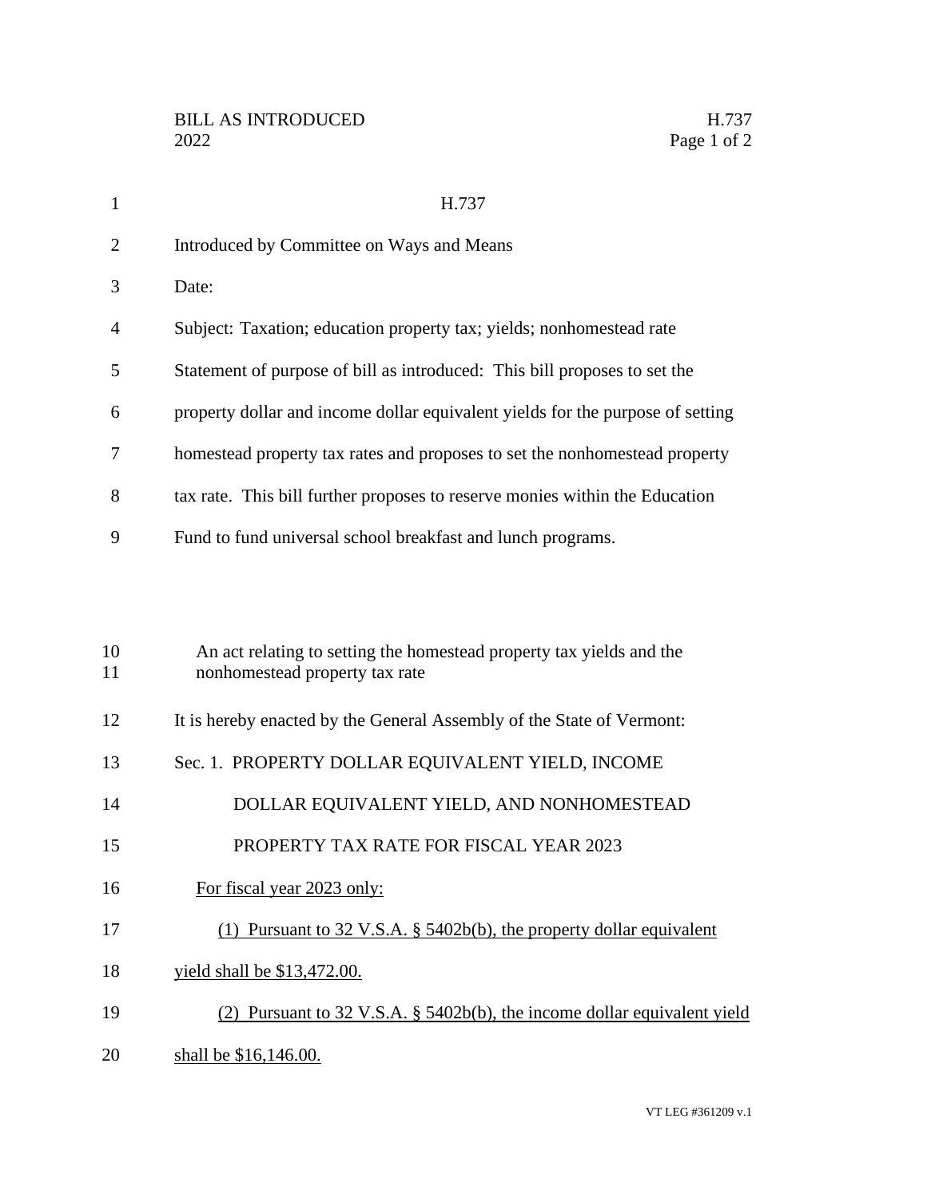# H.737

Introduced by Committee on Ways and Means

Date:

Subject: Taxation; education property tax; yields; nonhomestead rate

Statement of purpose of bill as introduced: This bill proposes to set the property dollar and income dollar equivalent yields for the purpose of setting homestead property tax rates and proposes to set the nonhomestead property tax rate. This bill further proposes to reserve monies within the Education Fund to fund universal school breakfast and lunch programs.

An act relating to setting the homestead property tax yields and the nonhomestead property tax rate

It is hereby enacted by the General Assembly of the State of Vermont:

Sec. 1. PROPERTY DOLLAR EQUIVALENT YIELD, INCOME DOLLAR EQUIVALENT YIELD, AND NONHOMESTEAD PROPERTY TAX RATE FOR FISCAL YEAR 2023

For fiscal year 2023 only:

(1) Pursuant to 32 V.S.A. § 5402b(b), the property dollar equivalent yield shall be $13,472.00.

(2) Pursuant to 32 V.S.A. § 5402b(b), the income dollar equivalent yield shall be $16,146.00.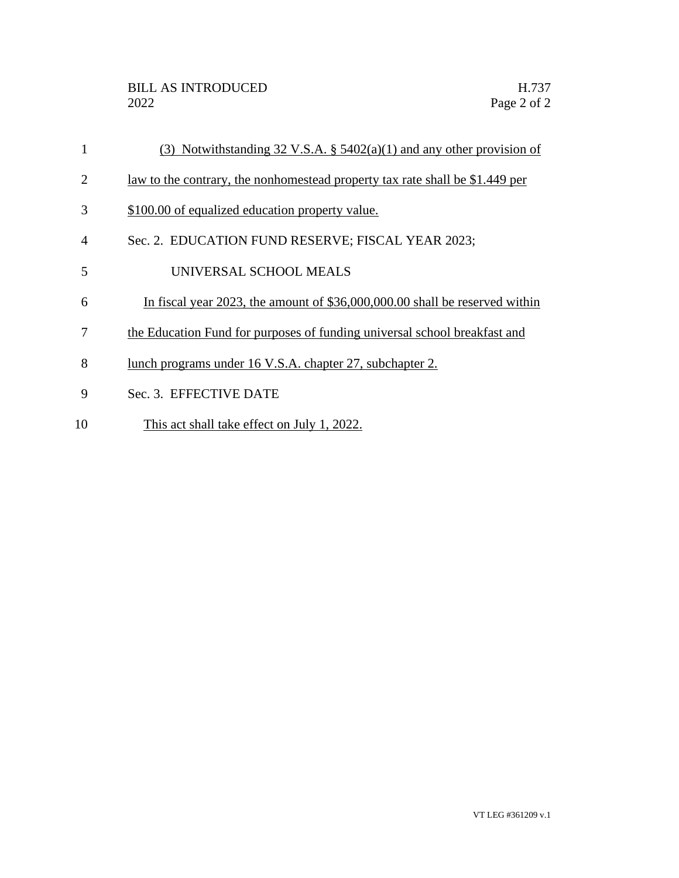(3) Notwithstanding 32 V.S.A. § 5402(a)(1) and any other provision of law to the contrary, the nonhomestead property tax rate shall be $1.449 per $100.00 of equalized education property value.

Sec. 2. EDUCATION FUND RESERVE; FISCAL YEAR 2023; UNIVERSAL SCHOOL MEALS

In fiscal year 2023, the amount of $36,000,000.00 shall be reserved within the Education Fund for purposes of funding universal school breakfast and lunch programs under 16 V.S.A. chapter 27, subchapter 2.

Sec. 3. EFFECTIVE DATE

This act shall take effect on July 1, 2022.